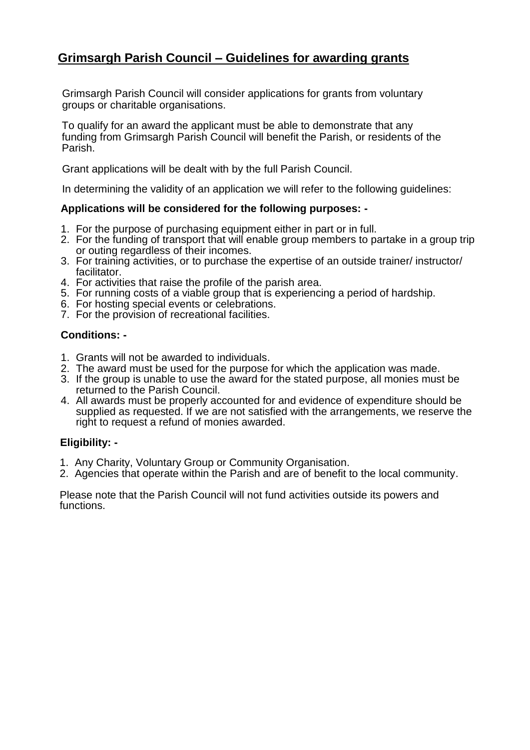# Grimsargh Parish Council – Guidelines for awarding grants

Grimsargh Parish Council will consider applications for grants from voluntary groups or charitable organisations.

To qualify for an award the applicant must be able to demonstrate that any funding from Grimsargh Parish Council will benefit the Parish, or residents of the Parish.

Grant applications will be dealt with by the full Parish Council.

In determining the validity of an application we will refer to the following guidelines:

**Applications will be considered for the following purposes: -**

1. For the purpose of purchasing equipment either in part or in full.
2. For the funding of transport that will enable group members to partake in a group trip or outing regardless of their incomes.
3. For training activities, or to purchase the expertise of an outside trainer/ instructor/ facilitator.
4. For activities that raise the profile of the parish area.
5. For running costs of a viable group that is experiencing a period of hardship.
6. For hosting special events or celebrations.
7. For the provision of recreational facilities.

**Conditions: -**

1. Grants will not be awarded to individuals.
2. The award must be used for the purpose for which the application was made.
3. If the group is unable to use the award for the stated purpose, all monies must be returned to the Parish Council.
4. All awards must be properly accounted for and evidence of expenditure should be supplied as requested. If we are not satisfied with the arrangements, we reserve the right to request a refund of monies awarded.

**Eligibility: -**

1. Any Charity, Voluntary Group or Community Organisation.
2. Agencies that operate within the Parish and are of benefit to the local community.

Please note that the Parish Council will not fund activities outside its powers and functions.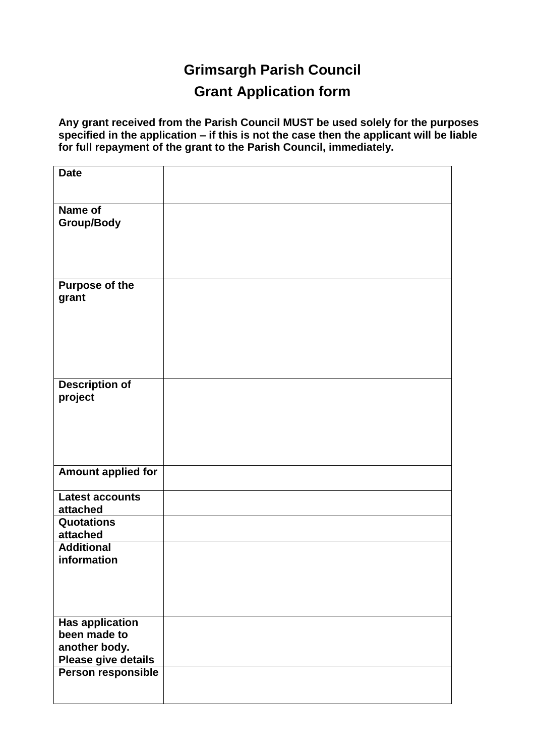# Grimsargh Parish Council

## Grant Application form

**Any grant received from the Parish Council MUST be used solely for the purposes specified in the application – if this is not the case then the applicant will be liable for full repayment of the grant to the Parish Council, immediately.**

| | |
|---|---|
| **Date** | |
| **Name of Group/Body** | |
| **Purpose of the grant** | |
| **Description of project** | |
| **Amount applied for** | |
| **Latest accounts attached** | |
| **Quotations attached** | |
| **Additional information** | |
| **Has application been made to another body. Please give details** | |
| **Person responsible** | |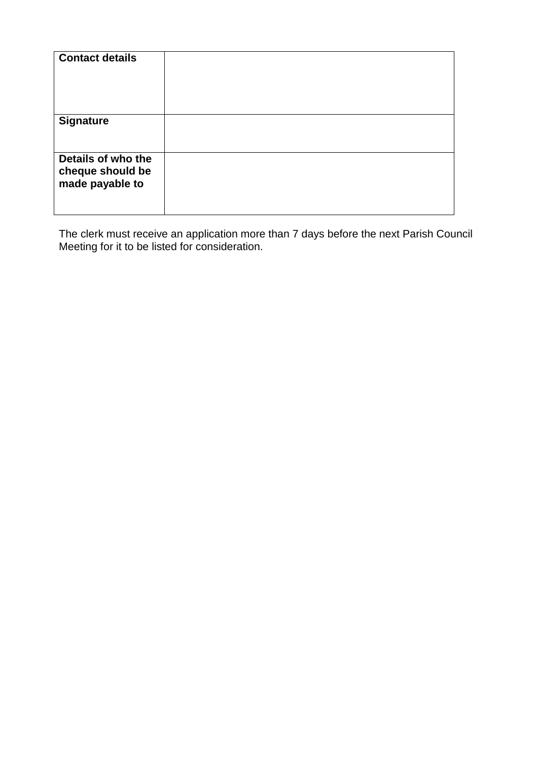| | |
| --- | --- |
| **Contact details** | |
| **Signature** | |
| **Details of who the cheque should be made payable to** | |

The clerk must receive an application more than 7 days before the next Parish Council Meeting for it to be listed for consideration.